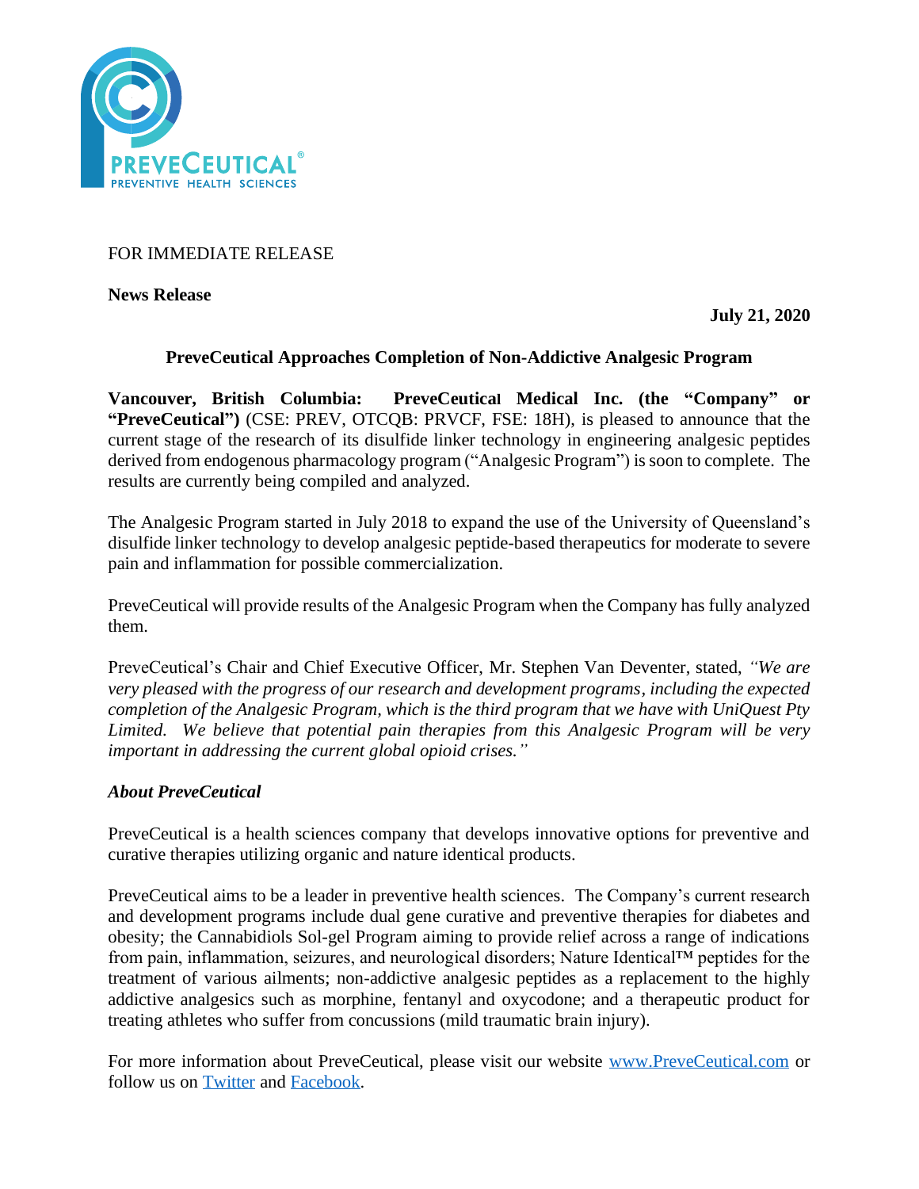FOR IMMEDIATE RELEASE

**News Release**

**July 21, 2020**

## PreveCeutical Approaches Completion of Non-Addictive Analgesic Program

**Vancouver, British Columbia: PreveCeutical Medical Inc. (the "Company" or "PreveCeutical")** (CSE: PREV, OTCQB: PRVCF, FSE: 18H), is pleased to announce that the current stage of the research of its disulfide linker technology in engineering analgesic peptides derived from endogenous pharmacology program ("Analgesic Program") is soon to complete. The results are currently being compiled and analyzed.

The Analgesic Program started in July 2018 to expand the use of the University of Queensland's disulfide linker technology to develop analgesic peptide-based therapeutics for moderate to severe pain and inflammation for possible commercialization.

PreveCeutical will provide results of the Analgesic Program when the Company has fully analyzed them.

PreveCeutical's Chair and Chief Executive Officer, Mr. Stephen Van Deventer, stated, *"We are very pleased with the progress of our research and development programs, including the expected completion of the Analgesic Program, which is the third program that we have with UniQuest Pty Limited. We believe that potential pain therapies from this Analgesic Program will be very important in addressing the current global opioid crises."*

### *About PreveCeutical*

PreveCeutical is a health sciences company that develops innovative options for preventive and curative therapies utilizing organic and nature identical products.

PreveCeutical aims to be a leader in preventive health sciences. The Company's current research and development programs include dual gene curative and preventive therapies for diabetes and obesity; the Cannabidiols Sol-gel Program aiming to provide relief across a range of indications from pain, inflammation, seizures, and neurological disorders; Nature Identical™ peptides for the treatment of various ailments; non-addictive analgesic peptides as a replacement to the highly addictive analgesics such as morphine, fentanyl and oxycodone; and a therapeutic product for treating athletes who suffer from concussions (mild traumatic brain injury).

For more information about PreveCeutical, please visit our website [www.PreveCeutical.com](http://www.PreveCeutical.com) or follow us on [Twitter](#) and [Facebook](#).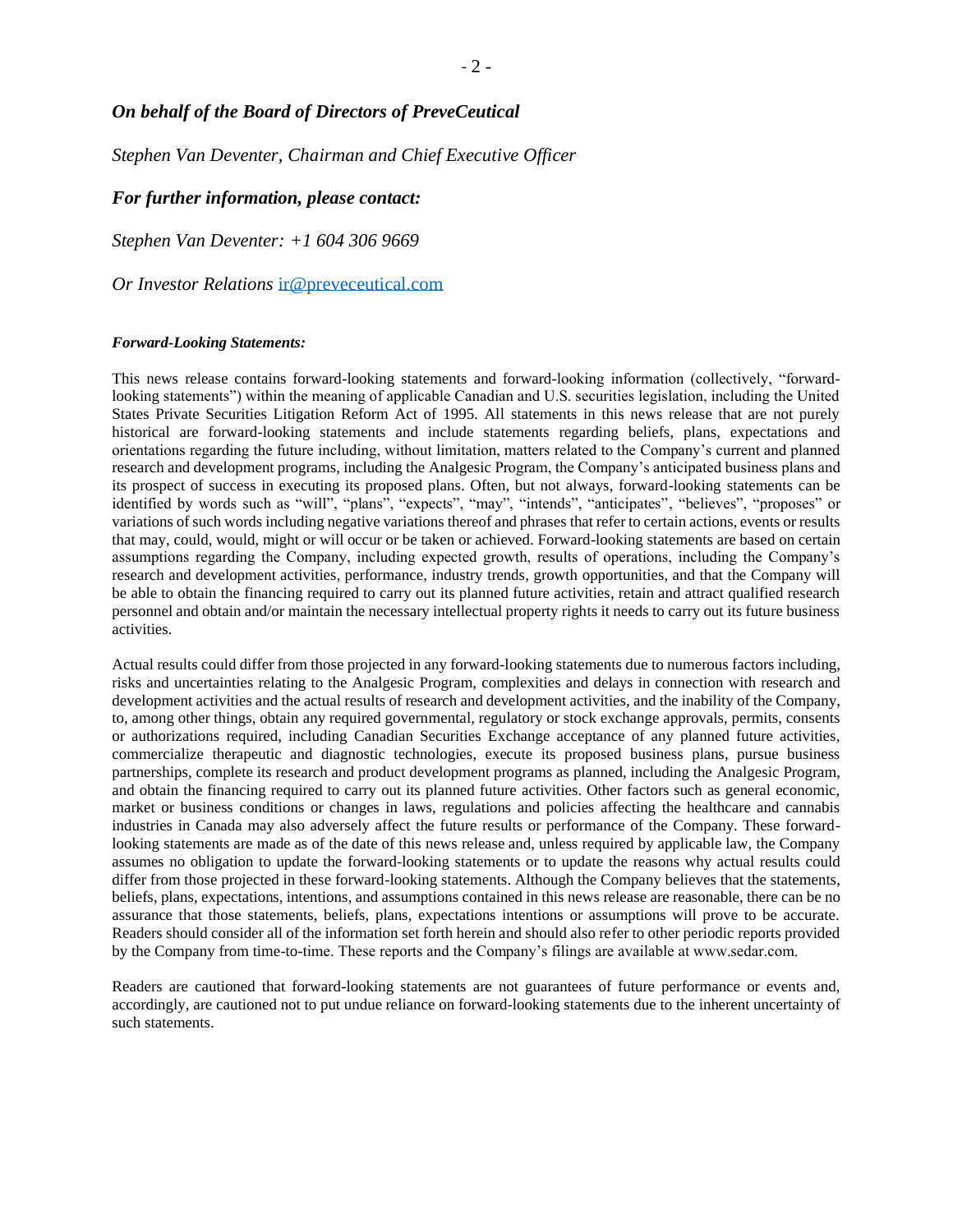***On behalf of the Board of Directors of PreveCeutical***

*Stephen Van Deventer, Chairman and Chief Executive Officer*

***For further information, please contact:***

*Stephen Van Deventer: +1 604 306 9669*

*Or Investor Relations* ir@preveceutical.com

***Forward-Looking Statements:***

This news release contains forward-looking statements and forward-looking information (collectively, "forward-looking statements") within the meaning of applicable Canadian and U.S. securities legislation, including the United States Private Securities Litigation Reform Act of 1995. All statements in this news release that are not purely historical are forward-looking statements and include statements regarding beliefs, plans, expectations and orientations regarding the future including, without limitation, matters related to the Company's current and planned research and development programs, including the Analgesic Program, the Company's anticipated business plans and its prospect of success in executing its proposed plans. Often, but not always, forward-looking statements can be identified by words such as "will", "plans", "expects", "may", "intends", "anticipates", "believes", "proposes" or variations of such words including negative variations thereof and phrases that refer to certain actions, events or results that may, could, would, might or will occur or be taken or achieved. Forward-looking statements are based on certain assumptions regarding the Company, including expected growth, results of operations, including the Company's research and development activities, performance, industry trends, growth opportunities, and that the Company will be able to obtain the financing required to carry out its planned future activities, retain and attract qualified research personnel and obtain and/or maintain the necessary intellectual property rights it needs to carry out its future business activities.

Actual results could differ from those projected in any forward-looking statements due to numerous factors including, risks and uncertainties relating to the Analgesic Program, complexities and delays in connection with research and development activities and the actual results of research and development activities, and the inability of the Company, to, among other things, obtain any required governmental, regulatory or stock exchange approvals, permits, consents or authorizations required, including Canadian Securities Exchange acceptance of any planned future activities, commercialize therapeutic and diagnostic technologies, execute its proposed business plans, pursue business partnerships, complete its research and product development programs as planned, including the Analgesic Program, and obtain the financing required to carry out its planned future activities. Other factors such as general economic, market or business conditions or changes in laws, regulations and policies affecting the healthcare and cannabis industries in Canada may also adversely affect the future results or performance of the Company. These forward-looking statements are made as of the date of this news release and, unless required by applicable law, the Company assumes no obligation to update the forward-looking statements or to update the reasons why actual results could differ from those projected in these forward-looking statements. Although the Company believes that the statements, beliefs, plans, expectations, intentions, and assumptions contained in this news release are reasonable, there can be no assurance that those statements, beliefs, plans, expectations intentions or assumptions will prove to be accurate. Readers should consider all of the information set forth herein and should also refer to other periodic reports provided by the Company from time-to-time. These reports and the Company's filings are available at www.sedar.com.

Readers are cautioned that forward-looking statements are not guarantees of future performance or events and, accordingly, are cautioned not to put undue reliance on forward-looking statements due to the inherent uncertainty of such statements.